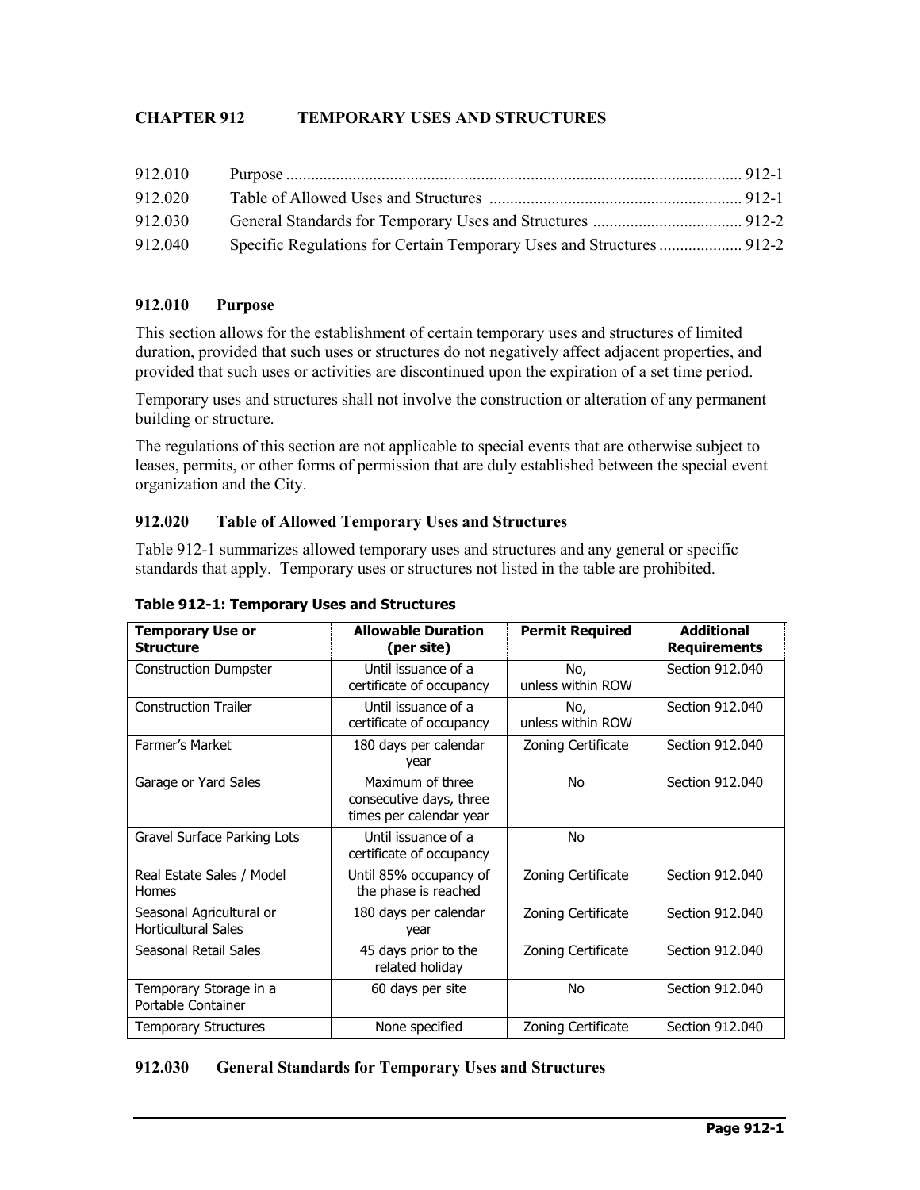# CHAPTER 912 TEMPORARY USES AND STRUCTURES

| | | |
|---|---|---|
| 912.010 | Purpose | 912-1 |
| 912.020 | Table of Allowed Uses and Structures | 912-1 |
| 912.030 | General Standards for Temporary Uses and Structures | 912-2 |
| 912.040 | Specific Regulations for Certain Temporary Uses and Structures | 912-2 |

## 912.010 Purpose

This section allows for the establishment of certain temporary uses and structures of limited duration, provided that such uses or structures do not negatively affect adjacent properties, and provided that such uses or activities are discontinued upon the expiration of a set time period.

Temporary uses and structures shall not involve the construction or alteration of any permanent building or structure.

The regulations of this section are not applicable to special events that are otherwise subject to leases, permits, or other forms of permission that are duly established between the special event organization and the City.

## 912.020 Table of Allowed Temporary Uses and Structures

Table 912-1 summarizes allowed temporary uses and structures and any general or specific standards that apply. Temporary uses or structures not listed in the table are prohibited.

**Table 912-1: Temporary Uses and Structures**

| Temporary Use or Structure | Allowable Duration (per site) | Permit Required | Additional Requirements |
|---|---|---|---|
| Construction Dumpster | Until issuance of a certificate of occupancy | No, unless within ROW | Section 912.040 |
| Construction Trailer | Until issuance of a certificate of occupancy | No, unless within ROW | Section 912.040 |
| Farmer's Market | 180 days per calendar year | Zoning Certificate | Section 912.040 |
| Garage or Yard Sales | Maximum of three consecutive days, three times per calendar year | No | Section 912.040 |
| Gravel Surface Parking Lots | Until issuance of a certificate of occupancy | No | |
| Real Estate Sales / Model Homes | Until 85% occupancy of the phase is reached | Zoning Certificate | Section 912.040 |
| Seasonal Agricultural or Horticultural Sales | 180 days per calendar year | Zoning Certificate | Section 912.040 |
| Seasonal Retail Sales | 45 days prior to the related holiday | Zoning Certificate | Section 912.040 |
| Temporary Storage in a Portable Container | 60 days per site | No | Section 912.040 |
| Temporary Structures | None specified | Zoning Certificate | Section 912.040 |

## 912.030 General Standards for Temporary Uses and Structures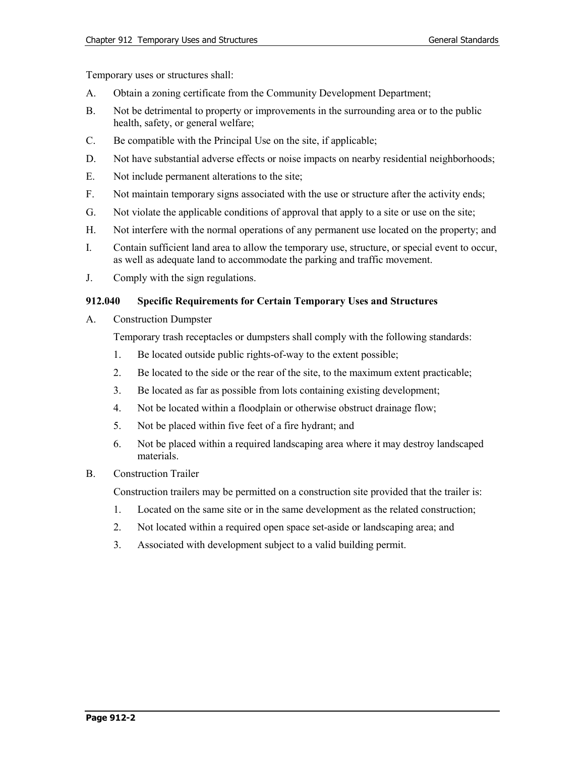Temporary uses or structures shall:

A. Obtain a zoning certificate from the Community Development Department;

B. Not be detrimental to property or improvements in the surrounding area or to the public health, safety, or general welfare;

C. Be compatible with the Principal Use on the site, if applicable;

D. Not have substantial adverse effects or noise impacts on nearby residential neighborhoods;

E. Not include permanent alterations to the site;

F. Not maintain temporary signs associated with the use or structure after the activity ends;

G. Not violate the applicable conditions of approval that apply to a site or use on the site;

H. Not interfere with the normal operations of any permanent use located on the property; and

I. Contain sufficient land area to allow the temporary use, structure, or special event to occur, as well as adequate land to accommodate the parking and traffic movement.

J. Comply with the sign regulations.

### 912.040 Specific Requirements for Certain Temporary Uses and Structures

A. Construction Dumpster

Temporary trash receptacles or dumpsters shall comply with the following standards:

1. Be located outside public rights-of-way to the extent possible;
2. Be located to the side or the rear of the site, to the maximum extent practicable;
3. Be located as far as possible from lots containing existing development;
4. Not be located within a floodplain or otherwise obstruct drainage flow;
5. Not be placed within five feet of a fire hydrant; and
6. Not be placed within a required landscaping area where it may destroy landscaped materials.

B. Construction Trailer

Construction trailers may be permitted on a construction site provided that the trailer is:

1. Located on the same site or in the same development as the related construction;
2. Not located within a required open space set-aside or landscaping area; and
3. Associated with development subject to a valid building permit.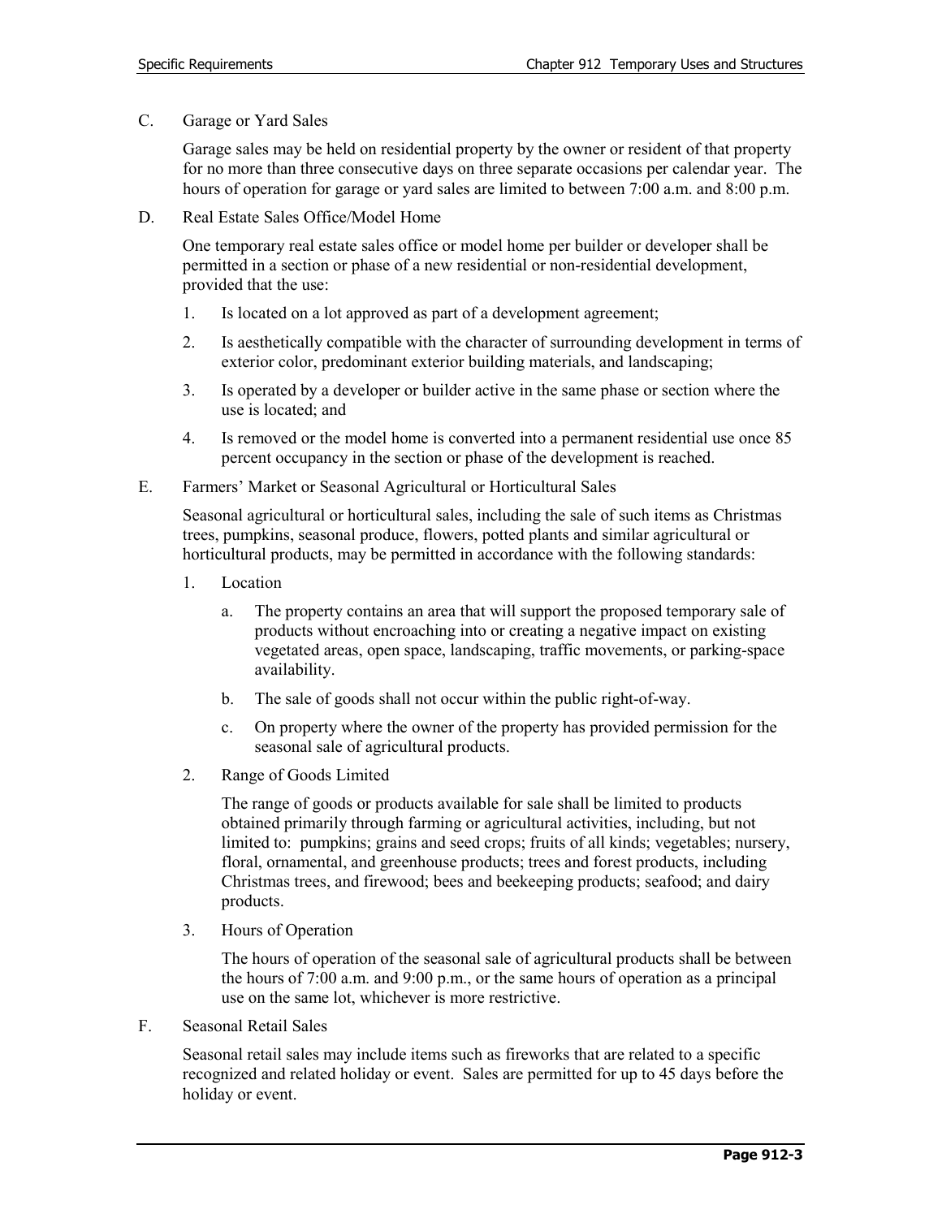C. Garage or Yard Sales

Garage sales may be held on residential property by the owner or resident of that property for no more than three consecutive days on three separate occasions per calendar year. The hours of operation for garage or yard sales are limited to between 7:00 a.m. and 8:00 p.m.

D. Real Estate Sales Office/Model Home

One temporary real estate sales office or model home per builder or developer shall be permitted in a section or phase of a new residential or non-residential development, provided that the use:

1. Is located on a lot approved as part of a development agreement;
2. Is aesthetically compatible with the character of surrounding development in terms of exterior color, predominant exterior building materials, and landscaping;
3. Is operated by a developer or builder active in the same phase or section where the use is located; and
4. Is removed or the model home is converted into a permanent residential use once 85 percent occupancy in the section or phase of the development is reached.

E. Farmers' Market or Seasonal Agricultural or Horticultural Sales

Seasonal agricultural or horticultural sales, including the sale of such items as Christmas trees, pumpkins, seasonal produce, flowers, potted plants and similar agricultural or horticultural products, may be permitted in accordance with the following standards:

1. Location
   a. The property contains an area that will support the proposed temporary sale of products without encroaching into or creating a negative impact on existing vegetated areas, open space, landscaping, traffic movements, or parking-space availability.
   b. The sale of goods shall not occur within the public right-of-way.
   c. On property where the owner of the property has provided permission for the seasonal sale of agricultural products.
2. Range of Goods Limited

   The range of goods or products available for sale shall be limited to products obtained primarily through farming or agricultural activities, including, but not limited to: pumpkins; grains and seed crops; fruits of all kinds; vegetables; nursery, floral, ornamental, and greenhouse products; trees and forest products, including Christmas trees, and firewood; bees and beekeeping products; seafood; and dairy products.
3. Hours of Operation

   The hours of operation of the seasonal sale of agricultural products shall be between the hours of 7:00 a.m. and 9:00 p.m., or the same hours of operation as a principal use on the same lot, whichever is more restrictive.

F. Seasonal Retail Sales

Seasonal retail sales may include items such as fireworks that are related to a specific recognized and related holiday or event. Sales are permitted for up to 45 days before the holiday or event.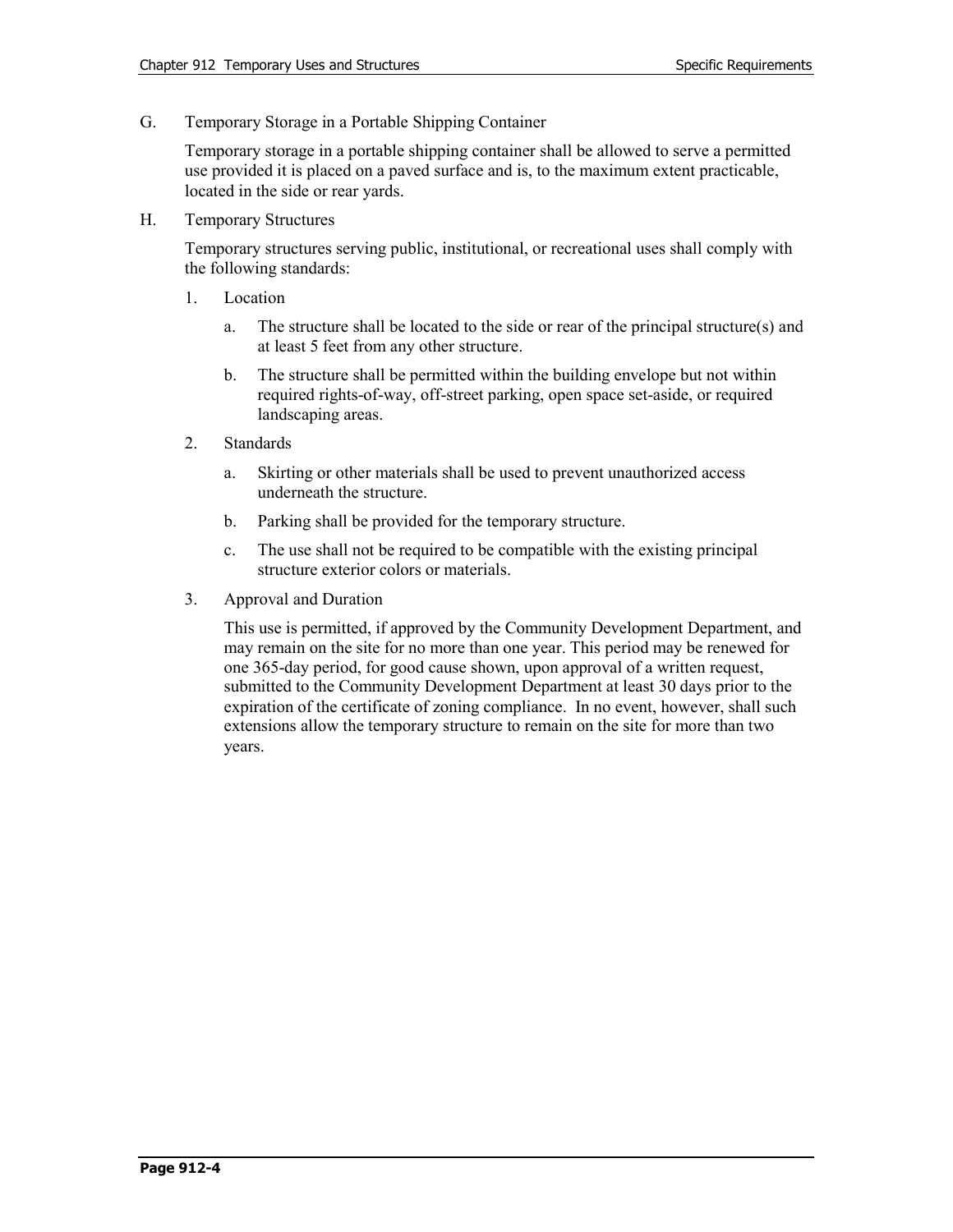G. Temporary Storage in a Portable Shipping Container

Temporary storage in a portable shipping container shall be allowed to serve a permitted use provided it is placed on a paved surface and is, to the maximum extent practicable, located in the side or rear yards.

H. Temporary Structures

Temporary structures serving public, institutional, or recreational uses shall comply with the following standards:

1. Location

   a. The structure shall be located to the side or rear of the principal structure(s) and at least 5 feet from any other structure.

   b. The structure shall be permitted within the building envelope but not within required rights-of-way, off-street parking, open space set-aside, or required landscaping areas.

2. Standards

   a. Skirting or other materials shall be used to prevent unauthorized access underneath the structure.

   b. Parking shall be provided for the temporary structure.

   c. The use shall not be required to be compatible with the existing principal structure exterior colors or materials.

3. Approval and Duration

   This use is permitted, if approved by the Community Development Department, and may remain on the site for no more than one year. This period may be renewed for one 365-day period, for good cause shown, upon approval of a written request, submitted to the Community Development Department at least 30 days prior to the expiration of the certificate of zoning compliance. In no event, however, shall such extensions allow the temporary structure to remain on the site for more than two years.